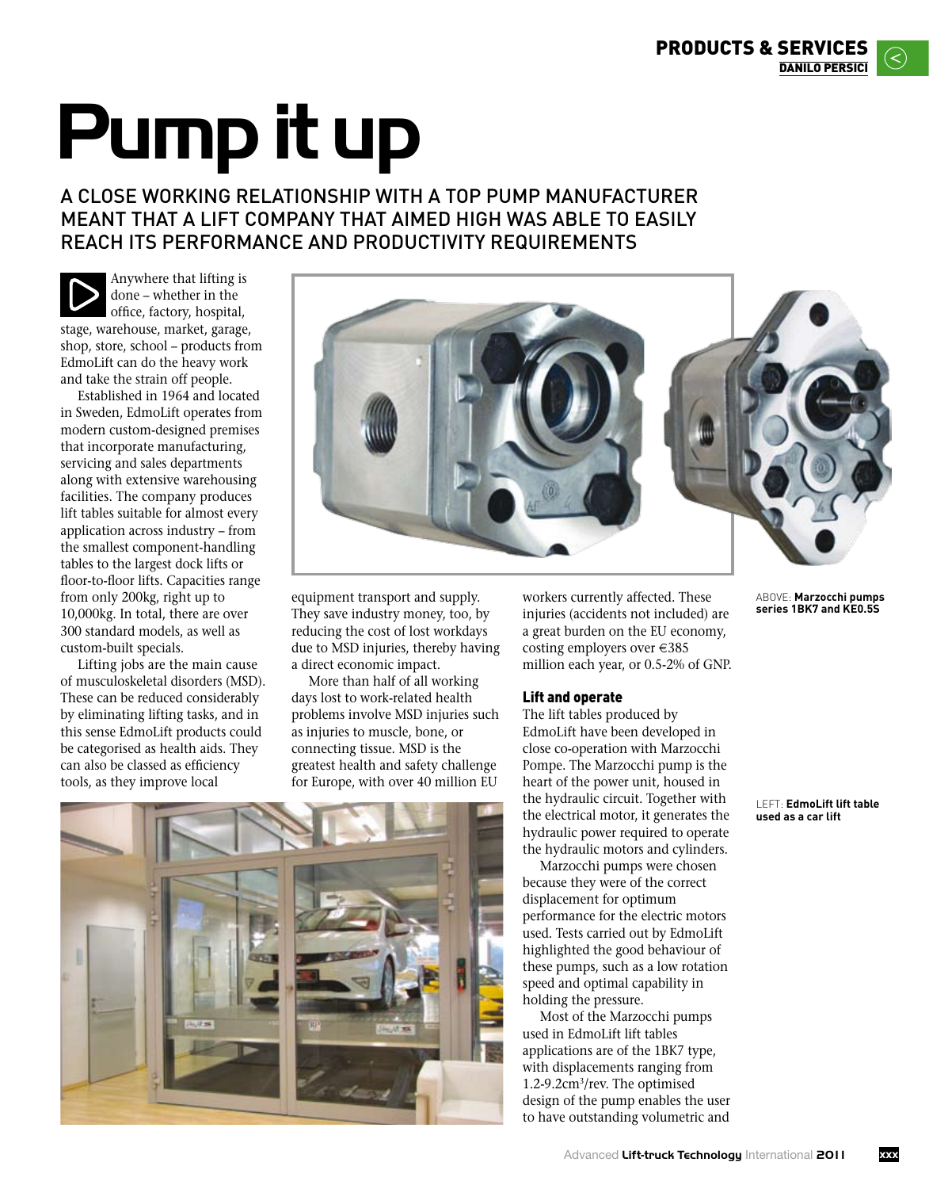# Pump it up

## A CLOSE WORKING RELATIONSHIP WITH A TOP PUMP MANUFACTURER MEANT THAT A LIFT COMPANY THAT AIMED HIGH WAS ABLE TO EASILY REACH ITS PERFORMANCE AND PRODUCTIVITY REQUIREMENTS

Anywhere that lifting is done – whether in the office, factory, hospital, stage, warehouse, market, garage, shop, store, school – products from EdmoLift can do the heavy work and take the strain off people.

Established in 1964 and located in Sweden, EdmoLift operates from modern custom-designed premises that incorporate manufacturing, servicing and sales departments along with extensive warehousing facilities. The company produces lift tables suitable for almost every application across industry – from the smallest component-handling tables to the largest dock lifts or floor-to-floor lifts. Capacities range from only 200kg, right up to 10,000kg. In total, there are over 300 standard models, as well as custom-built specials.

Lifting jobs are the main cause of musculoskeletal disorders (MSD). These can be reduced considerably by eliminating lifting tasks, and in this sense EdmoLift products could be categorised as health aids. They can also be classed as efficiency tools, as they improve local equipment transport and supply. They save industry money, too, by reducing the cost of lost workdays due to MSD injuries, thereby having a direct economic impact.

More than half of all working days lost to work-related health problems involve MSD injuries such as injuries to muscle, bone, or connecting tissue. MSD is the greatest health and safety challenge for Europe, with over 40 million EU workers currently affected. These injuries (accidents not included) are a great burden on the EU economy, costing employers over €385 million each year, or 0.5-2% of GNP.

ABOVE: **Marzocchi pumps series 1BK7 and KE0.5S**

LEFT: **EdmoLift lift table used as a car lift**

### Lift and operate

The lift tables produced by EdmoLift have been developed in close co-operation with Marzocchi Pompe. The Marzocchi pump is the heart of the power unit, housed in the hydraulic circuit. Together with the electrical motor, it generates the hydraulic power required to operate the hydraulic motors and cylinders.

Marzocchi pumps were chosen because they were of the correct displacement for optimum performance for the electric motors used. Tests carried out by EdmoLift highlighted the good behaviour of these pumps, such as a low rotation speed and optimal capability in holding the pressure.

Most of the Marzocchi pumps used in EdmoLift lift tables applications are of the 1BK7 type, with displacements ranging from 1.2-9.2cm$^3$/rev. The optimised design of the pump enables the user to have outstanding volumetric and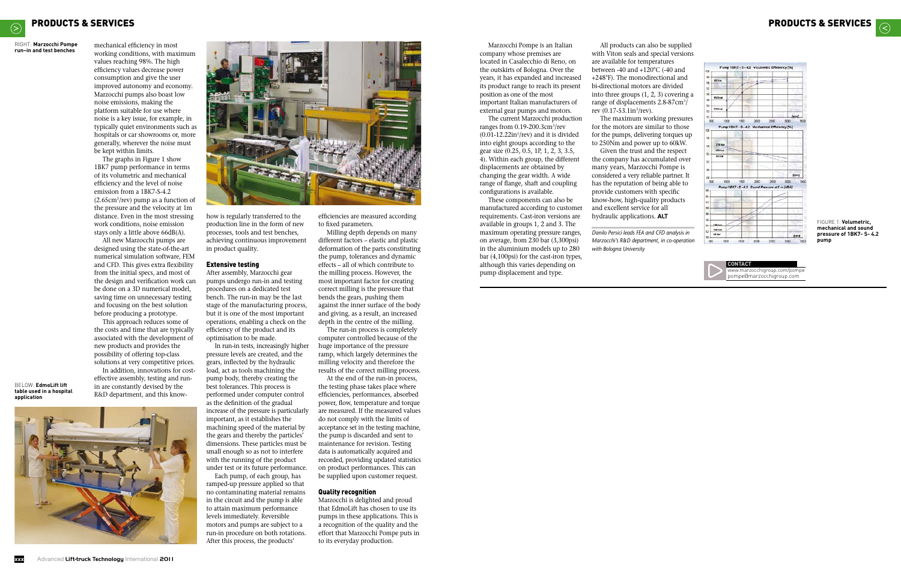RIGHT: **Marzocchi Pompe run-in and test benches**

mechanical efficiency in most working conditions, with maximum values reaching 98%. The high efficiency values decrease power consumption and give the user improved autonomy and economy. Marzocchi pumps also boast low noise emissions, making the platform suitable for use where noise is a key issue, for example, in typically quiet environments such as hospitals or car showrooms or, more generally, wherever the noise must be kept within limits.

The graphs in Figure 1 show 1BK7 pump performance in terms of its volumetric and mechanical efficiency and the level of noise emission from a 1BK7-S-4.2 ($2.65cm^3$/rev) pump as a function of the pressure and the velocity at 1m distance. Even in the most stressing work conditions, noise emission stays only a little above 66dB(A).

All new Marzocchi pumps are designed using the state-of-the-art numerical simulation software, FEM and CFD. This gives extra flexibility from the initial specs, and most of the design and verification work can be done on a 3D numerical model, saving time on unnecessary testing and focusing on the best solution before producing a prototype.

This approach reduces some of the costs and time that are typically associated with the development of new products and provides the possibility of offering top-class solutions at very competitive prices.

In addition, innovations for cost-effective assembly, testing and run-in are constantly devised by the R&D department, and this know-how is regularly transferred to the production line in the form of new processes, tools and test benches, achieving continuous improvement in product quality.

BELOW: **EdmoLift lift table used in a hospital application**

## Extensive testing

After assembly, Marzocchi gear pumps undergo run-in and testing procedures on a dedicated test bench. The run-in may be the last stage of the manufacturing process, but it is one of the most important operations, enabling a check on the efficiency of the product and its optimisation to be made.

In run-in tests, increasingly higher pressure levels are created, and the gears, inflected by the hydraulic load, act as tools machining the pump body, thereby creating the best tolerances. This process is performed under computer control as the definition of the gradual increase of the pressure is particularly important, as it establishes the machining speed of the material by the gears and thereby the particles' dimensions. These particles must be small enough so as not to interfere with the running of the product under test or its future performance.

Each pump, of each group, has ramped-up pressure applied so that no contaminating material remains in the circuit and the pump is able to attain maximum performance levels immediately. Reversible motors and pumps are subject to a run-in procedure on both rotations. After this process, the products' efficiencies are measured according to fixed parameters.

Milling depth depends on many different factors – elastic and plastic deformation of the parts constituting the pump, tolerances and dynamic effects – all of which contribute to the milling process. However, the most important factor for creating correct milling is the pressure that bends the gears, pushing them against the inner surface of the body and giving, as a result, an increased depth in the centre of the milling.

The run-in process is completely computer controlled because of the huge importance of the pressure ramp, which largely determines the milling velocity and therefore the results of the correct milling process.

At the end of the run-in process, the testing phase takes place where efficiencies, performances, absorbed power, flow, temperature and torque are measured. If the measured values do not comply with the limits of acceptance set in the testing machine, the pump is discarded and sent to maintenance for revision. Testing data is automatically acquired and recorded, providing updated statistics on product performances. This can be supplied upon customer request.

## Quality recognition

Marzocchi is delighted and proud that EdmoLift has chosen to use its pumps in these applications. This is a recognition of the quality and the effort that Marzocchi Pompe puts in to its everyday production.

Marzocchi Pompe is an Italian company whose premises are located in Casalecchio di Reno, on the outskirts of Bologna. Over the years, it has expanded and increased its product range to reach its present position as one of the most important Italian manufacturers of external gear pumps and motors.

The current Marzocchi production ranges from $0.19$-$200.3cm^3$/rev ($0.01$-$12.22in^3$/rev) and it is divided into eight groups according to the gear size (0.25, 0.5, 1P, 1, 2, 3, 3.5, 4). Within each group, the different displacements are obtained by changing the gear width. A wide range of flange, shaft and coupling configurations is available.

These components can also be manufactured according to customer requirements. Cast-iron versions are available in groups 1, 2 and 3. The maximum operating pressure ranges, on average, from 230 bar (3,300psi) in the aluminium models up to 280 bar (4,100psi) for the cast-iron types, although this varies depending on pump displacement and type.

All products can also be supplied with Viton seals and special versions are available for temperatures between -40 and +120°C (-40 and +248°F). The monodirectional and bi-directional motors are divided into three groups (1, 2, 3) covering a range of displacements $2.8$-$87cm^3$/rev ($0.17$-$53.1in^3$/rev).

The maximum working pressures for the motors are similar to those for the pumps, delivering torques up to 250Nm and power up to 60kW.

Given the trust and the respect the company has accumulated over many years, Marzocchi Pompe is considered a very reliable partner. It has the reputation of being able to provide customers with specific know-how, high-quality products and excellent service for all hydraulic applications. **ALT**

*Danilo Persici leads FEA and CFD analysis in Marzocchi's R&D department, in co-operation with Bologna University*

Pump 1BK7 - S - 4.2 Volumetric Efficiency [%]

Pump 1BK7 - S - 4.2 Mechanical Efficiency [%]

Pump 1BK7 - S - 4.2 Sound Pressure at 1 m [dBA]

FIGURE 1: **Volumetric, mechanical and sound pressure of 1BK7- S- 4.2 pump**

**CONTACT**
www.marzocchigroup.com/pompe
pompe@marzocchigroup.com